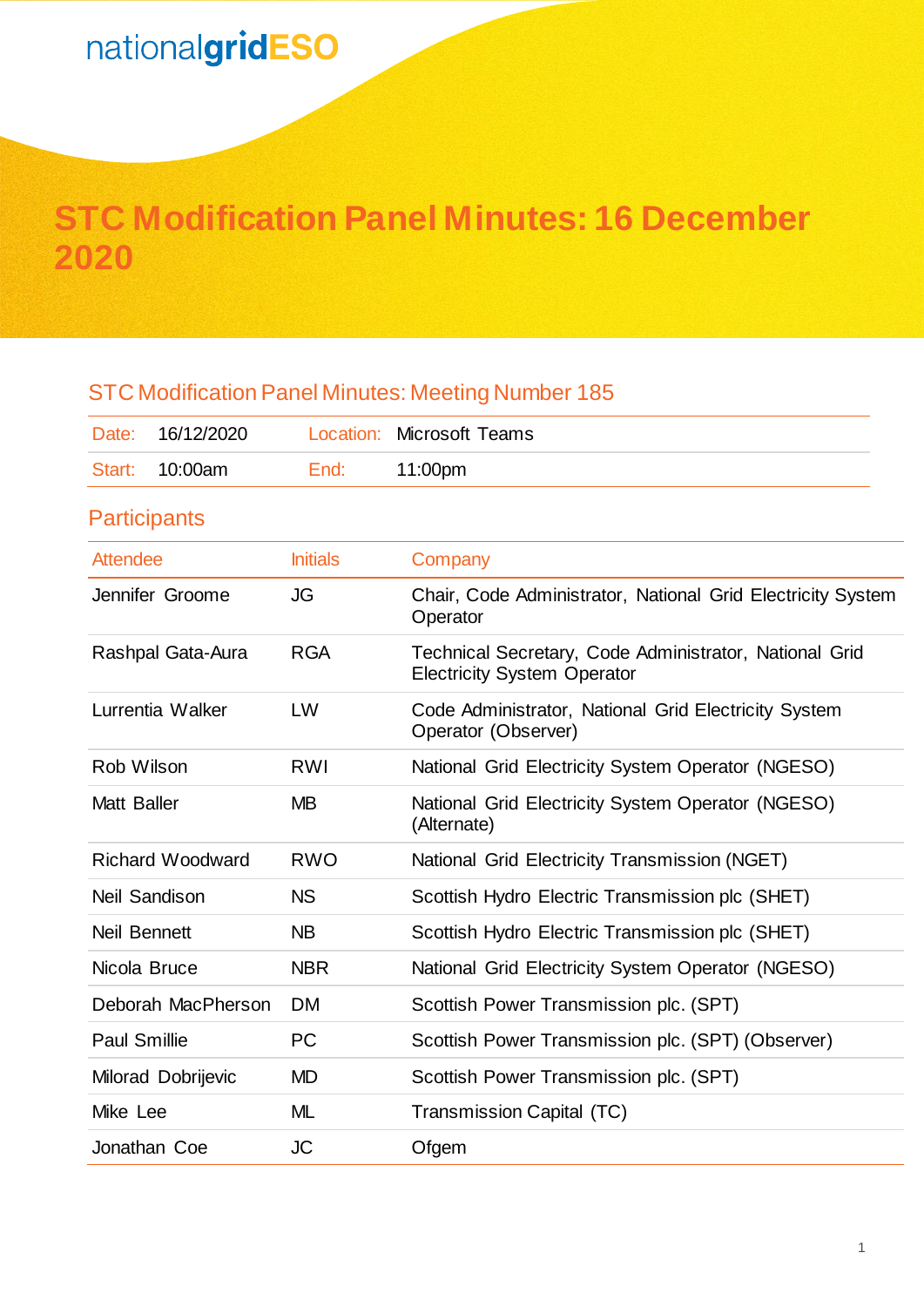nationalgridESO

# STC Modification Panel Minutes: 16 December 2020

## STC Modification Panel Minutes: Meeting Number 185

| Date: | 16/12/2020 | Location: | Microsoft Teams |
|---|---|---|---|
| Start: | 10:00am | End: | 11:00pm |

## Participants

| Attendee | Initials | Company |
|---|---|---|
| Jennifer Groome | JG | Chair, Code Administrator, National Grid Electricity System Operator |
| Rashpal Gata-Aura | RGA | Technical Secretary, Code Administrator, National Grid Electricity System Operator |
| Lurrentia Walker | LW | Code Administrator, National Grid Electricity System Operator (Observer) |
| Rob Wilson | RWI | National Grid Electricity System Operator (NGESO) |
| Matt Baller | MB | National Grid Electricity System Operator (NGESO) (Alternate) |
| Richard Woodward | RWO | National Grid Electricity Transmission (NGET) |
| Neil Sandison | NS | Scottish Hydro Electric Transmission plc (SHET) |
| Neil Bennett | NB | Scottish Hydro Electric Transmission plc (SHET) |
| Nicola Bruce | NBR | National Grid Electricity System Operator (NGESO) |
| Deborah MacPherson | DM | Scottish Power Transmission plc. (SPT) |
| Paul Smillie | PC | Scottish Power Transmission plc. (SPT) (Observer) |
| Milorad Dobrijevic | MD | Scottish Power Transmission plc. (SPT) |
| Mike Lee | ML | Transmission Capital (TC) |
| Jonathan Coe | JC | Ofgem |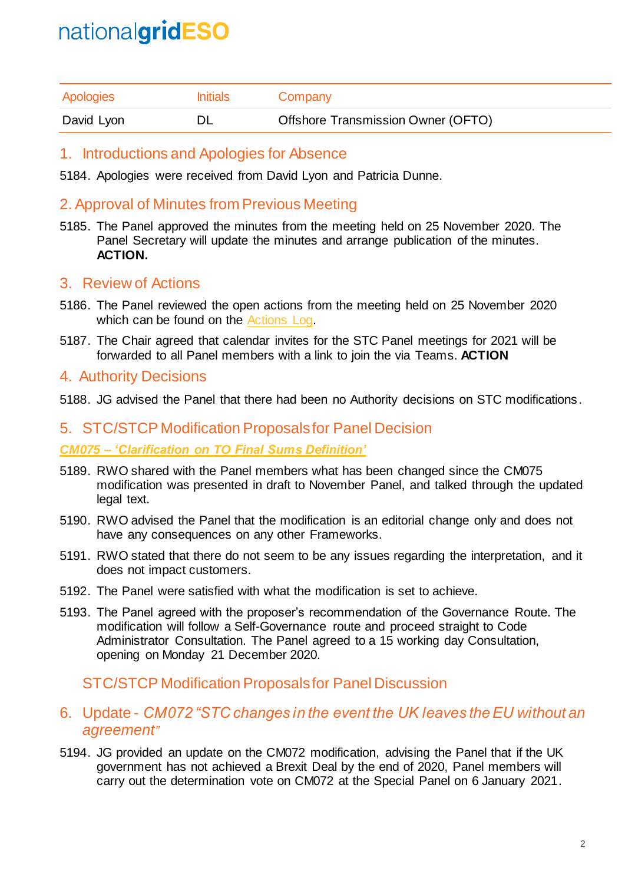| Apologies | Initials | Company |
|---|---|---|
| David Lyon | DL | Offshore Transmission Owner (OFTO) |

## 1. Introductions and Apologies for Absence

5184. Apologies were received from David Lyon and Patricia Dunne.

## 2. Approval of Minutes from Previous Meeting

5185. The Panel approved the minutes from the meeting held on 25 November 2020. The Panel Secretary will update the minutes and arrange publication of the minutes. **ACTION.**

## 3. Review of Actions

5186. The Panel reviewed the open actions from the meeting held on 25 November 2020 which can be found on the Actions Log.

5187. The Chair agreed that calendar invites for the STC Panel meetings for 2021 will be forwarded to all Panel members with a link to join the via Teams. **ACTION**

## 4. Authority Decisions

5188. JG advised the Panel that there had been no Authority decisions on STC modifications.

## 5. STC/STCP Modification Proposals for Panel Decision

***CM075 – 'Clarification on TO Final Sums Definition'***

5189. RWO shared with the Panel members what has been changed since the CM075 modification was presented in draft to November Panel, and talked through the updated legal text.

5190. RWO advised the Panel that the modification is an editorial change only and does not have any consequences on any other Frameworks.

5191. RWO stated that there do not seem to be any issues regarding the interpretation, and it does not impact customers.

5192. The Panel were satisfied with what the modification is set to achieve.

5193. The Panel agreed with the proposer's recommendation of the Governance Route. The modification will follow a Self-Governance route and proceed straight to Code Administrator Consultation. The Panel agreed to a 15 working day Consultation, opening on Monday 21 December 2020.

## STC/STCP Modification Proposals for Panel Discussion

## 6. Update - *CM072 "STC changes in the event the UK leaves the EU without an agreement"*

5194. JG provided an update on the CM072 modification, advising the Panel that if the UK government has not achieved a Brexit Deal by the end of 2020, Panel members will carry out the determination vote on CM072 at the Special Panel on 6 January 2021.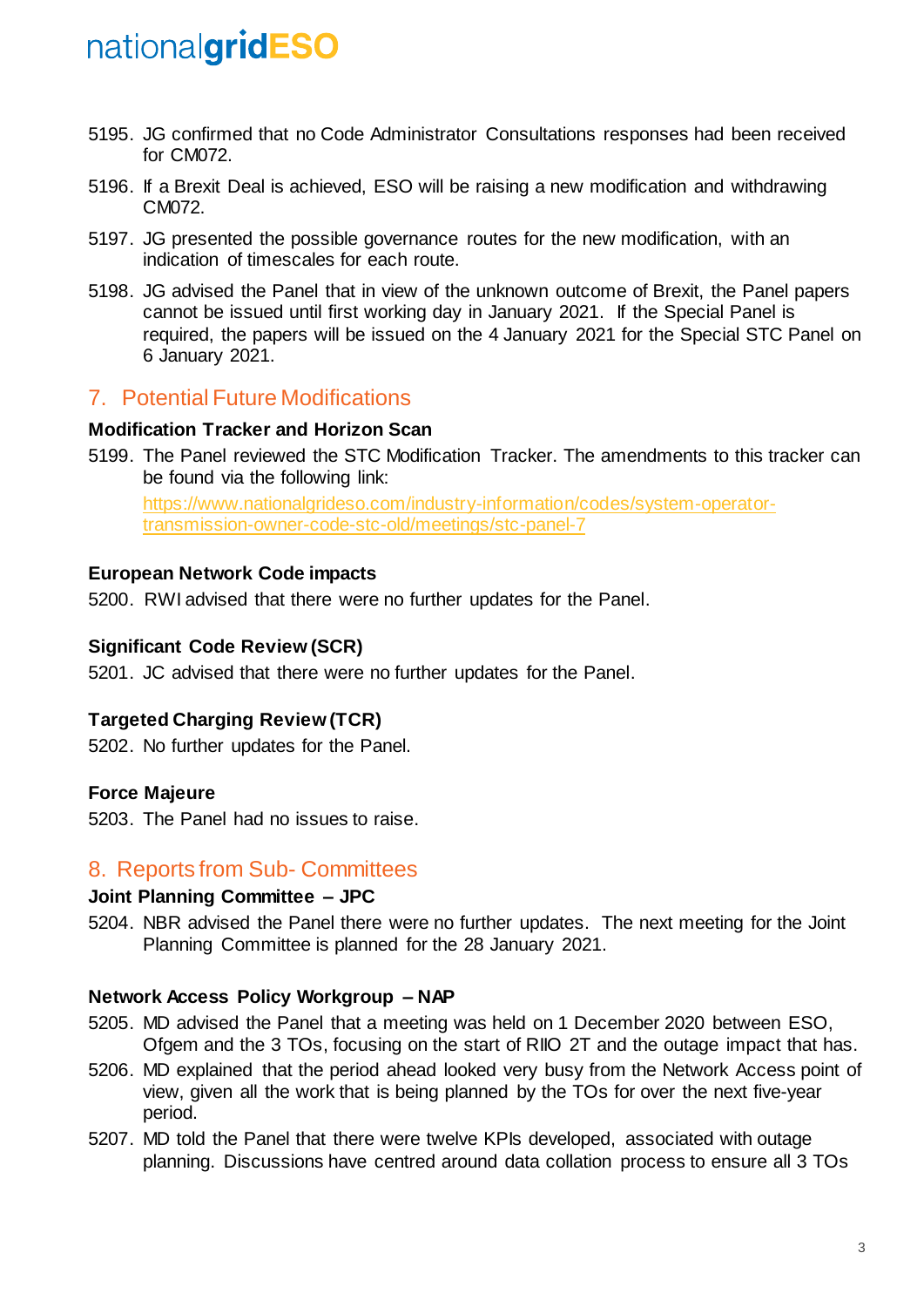5195. JG confirmed that no Code Administrator Consultations responses had been received for CM072.

5196. If a Brexit Deal is achieved, ESO will be raising a new modification and withdrawing CM072.

5197. JG presented the possible governance routes for the new modification, with an indication of timescales for each route.

5198. JG advised the Panel that in view of the unknown outcome of Brexit, the Panel papers cannot be issued until first working day in January 2021. If the Special Panel is required, the papers will be issued on the 4 January 2021 for the Special STC Panel on 6 January 2021.

## 7. Potential Future Modifications

**Modification Tracker and Horizon Scan**

5199. The Panel reviewed the STC Modification Tracker. The amendments to this tracker can be found via the following link:
https://www.nationalgrideso.com/industry-information/codes/system-operator-transmission-owner-code-stc-old/meetings/stc-panel-7

**European Network Code impacts**

5200. RWI advised that there were no further updates for the Panel.

**Significant Code Review (SCR)**

5201. JC advised that there were no further updates for the Panel.

**Targeted Charging Review (TCR)**

5202. No further updates for the Panel.

**Force Majeure**

5203. The Panel had no issues to raise.

## 8. Reports from Sub- Committees

**Joint Planning Committee – JPC**

5204. NBR advised the Panel there were no further updates. The next meeting for the Joint Planning Committee is planned for the 28 January 2021.

**Network Access Policy Workgroup – NAP**

5205. MD advised the Panel that a meeting was held on 1 December 2020 between ESO, Ofgem and the 3 TOs, focusing on the start of RIIO 2T and the outage impact that has.

5206. MD explained that the period ahead looked very busy from the Network Access point of view, given all the work that is being planned by the TOs for over the next five-year period.

5207. MD told the Panel that there were twelve KPIs developed, associated with outage planning. Discussions have centred around data collation process to ensure all 3 TOs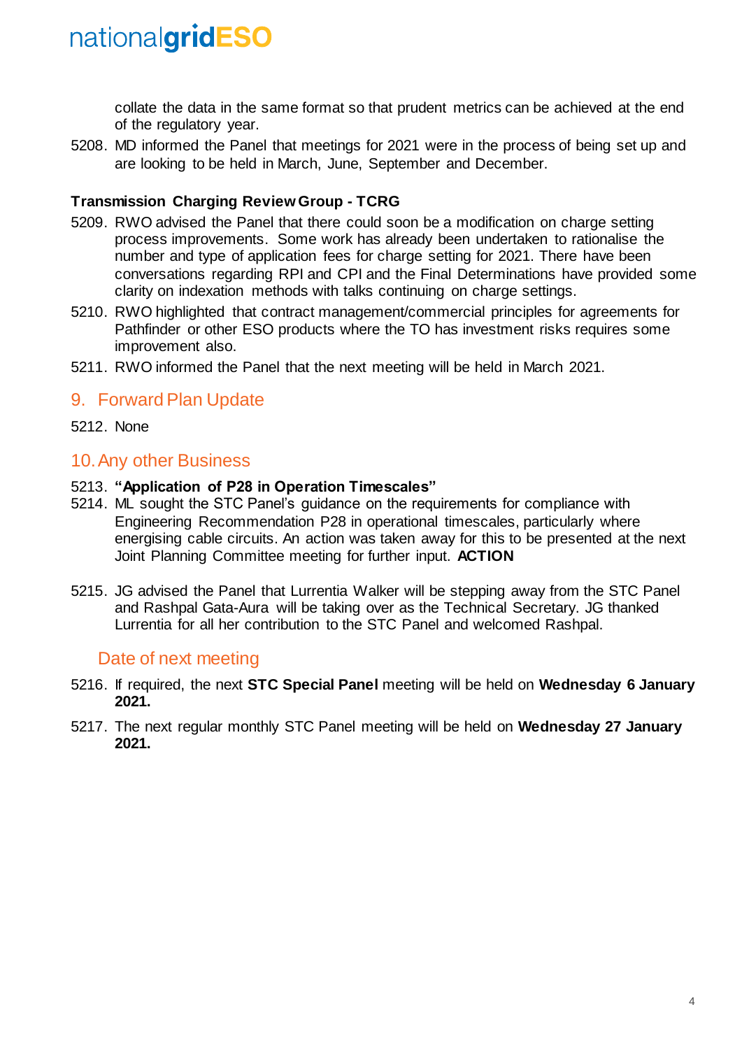collate the data in the same format so that prudent metrics can be achieved at the end of the regulatory year.

5208. MD informed the Panel that meetings for 2021 were in the process of being set up and are looking to be held in March, June, September and December.

**Transmission Charging Review Group - TCRG**

5209. RWO advised the Panel that there could soon be a modification on charge setting process improvements. Some work has already been undertaken to rationalise the number and type of application fees for charge setting for 2021. There have been conversations regarding RPI and CPI and the Final Determinations have provided some clarity on indexation methods with talks continuing on charge settings.

5210. RWO highlighted that contract management/commercial principles for agreements for Pathfinder or other ESO products where the TO has investment risks requires some improvement also.

5211. RWO informed the Panel that the next meeting will be held in March 2021.

## 9. Forward Plan Update

5212. None

## 10. Any other Business

5213. **"Application of P28 in Operation Timescales"**

5214. ML sought the STC Panel's guidance on the requirements for compliance with Engineering Recommendation P28 in operational timescales, particularly where energising cable circuits. An action was taken away for this to be presented at the next Joint Planning Committee meeting for further input. **ACTION**

5215. JG advised the Panel that Lurrentia Walker will be stepping away from the STC Panel and Rashpal Gata-Aura will be taking over as the Technical Secretary. JG thanked Lurrentia for all her contribution to the STC Panel and welcomed Rashpal.

## Date of next meeting

5216. If required, the next **STC Special Panel** meeting will be held on **Wednesday 6 January 2021.**

5217. The next regular monthly STC Panel meeting will be held on **Wednesday 27 January 2021.**